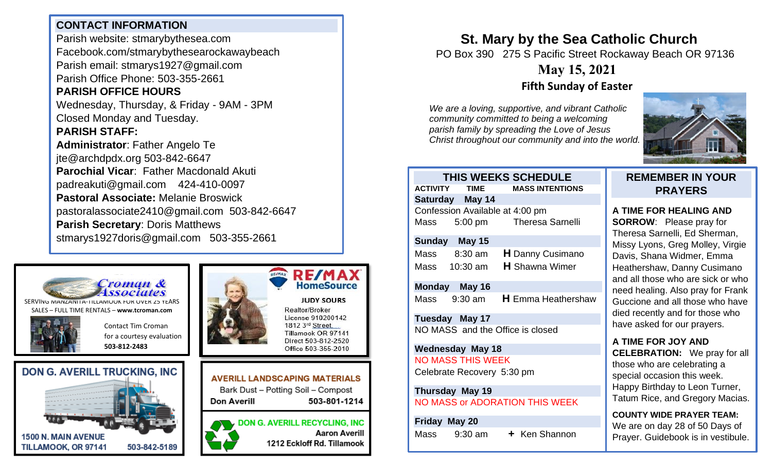# St. Mary by the Sea Catholic Church

PO Box 390   275 S Pacific Street Rockaway Beach OR 97136

## May 15, 2021

### Fifth Sunday of Easter

*We are a loving, supportive, and vibrant Catholic community committed to being a welcoming parish family by spreading the Love of Jesus Christ throughout our community and into the world.*

## CONTACT INFORMATION

Parish website: stmarybythesea.com
Facebook.com/stmarybythesearockawaybeach
Parish email: stmarys1927@gmail.com
Parish Office Phone: 503-355-2661

**PARISH OFFICE HOURS**
Wednesday, Thursday, & Friday - 9AM - 3PM
Closed Monday and Tuesday.

**PARISH STAFF:**
**Administrator**: Father Angelo Te
jte@archdpdx.org 503-842-6647
**Parochial Vicar**: Father Macdonald Akuti
padreakuti@gmail.com   424-410-0097
**Pastoral Associate:** Melanie Broswick
pastoralassociate2410@gmail.com  503-842-6647
**Parish Secretary**: Doris Matthews
stmarys1927doris@gmail.com   503-355-2661

## THIS WEEKS SCHEDULE

| ACTIVITY | TIME | MASS INTENTIONS |
|---|---|---|
| **Saturday May 14** | | |
| Confession Available at 4:00 pm | | |
| Mass | 5:00 pm | Theresa Sarnelli |
| **Sunday May 15** | | |
| Mass | 8:30 am | **H** Danny Cusimano |
| Mass | 10:30 am | **H** Shawna Wimer |
| **Monday May 16** | | |
| Mass | 9:30 am | **H** Emma Heathershaw |
| **Tuesday May 17** | | |
| NO MASS and the Office is closed | | |
| **Wednesday May 18** | | |
| NO MASS THIS WEEK | | |
| Celebrate Recovery 5:30 pm | | |
| **Thursday May 19** | | |
| NO MASS or ADORATION THIS WEEK | | |
| **Friday May 20** | | |
| Mass | 9:30 am | **+** Ken Shannon |

## REMEMBER IN YOUR PRAYERS

**A TIME FOR HEALING AND SORROW**: Please pray for Theresa Sarnelli, Ed Sherman, Missy Lyons, Greg Molley, Virgie Davis, Shana Widmer, Emma Heathershaw, Danny Cusimano and all those who are sick or who need healing. Also pray for Frank Guccione and all those who have died recently and for those who have asked for our prayers.

**A TIME FOR JOY AND CELEBRATION:** We pray for all those who are celebrating a special occasion this week. Happy Birthday to Leon Turner, Tatum Rice, and Gregory Macias.

**COUNTY WIDE PRAYER TEAM:** We are on day 28 of 50 Days of Prayer. Guidebook is in vestibule.

---

Croman & Associates
SERVING MANZANITA-TILLAMOOK FOR OVER 25 YEARS
SALES – FULL TIME RENTALS – **www.tcroman.com**
Contact Tim Croman for a courtesy evaluation
**503-812-2483**

RE/MAX HomeSource
JUDY SOURS
Realtor/Broker
License 910200142
1812 3rd Street
Tillamook OR 97141
Direct 503-812-2520
Office 503-355-2010

**DON G. AVERILL TRUCKING, INC**
1500 N. MAIN AVENUE
TILLAMOOK, OR 97141   503-842-5189

**AVERILL LANDSCAPING MATERIALS**
Bark Dust – Potting Soil – Compost
**Don Averill   503-801-1214**

**DON G. AVERILL RECYCLING, INC**
**Aaron Averill**
**1212 Eckloff Rd. Tillamook**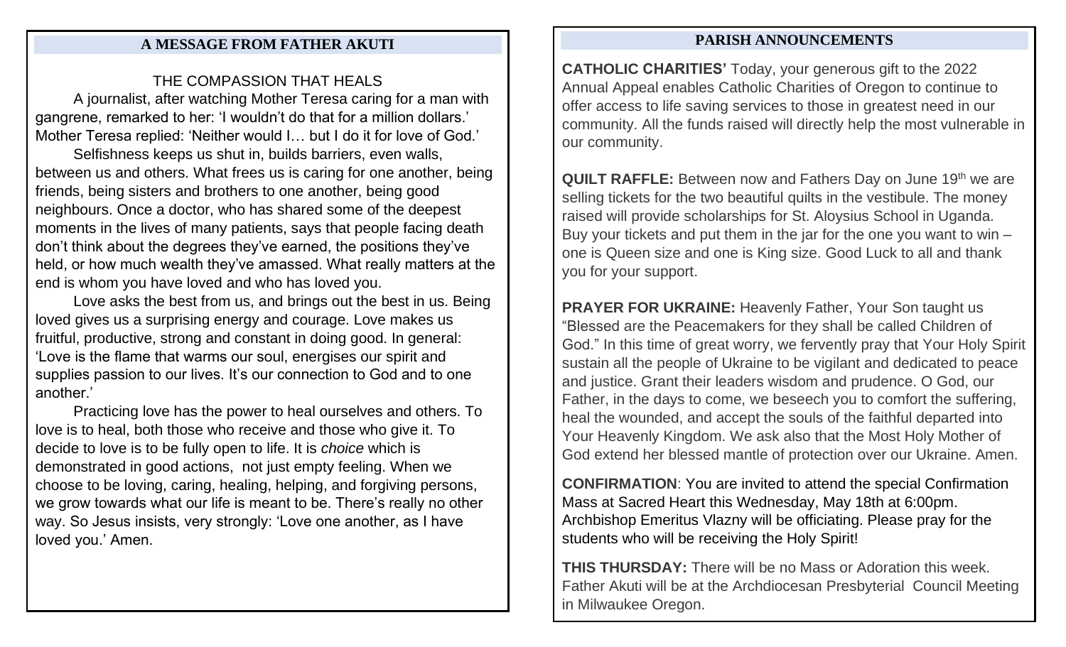## A MESSAGE FROM FATHER AKUTI

### THE COMPASSION THAT HEALS

A journalist, after watching Mother Teresa caring for a man with gangrene, remarked to her: 'I wouldn't do that for a million dollars.' Mother Teresa replied: 'Neither would I… but I do it for love of God.'

Selfishness keeps us shut in, builds barriers, even walls, between us and others. What frees us is caring for one another, being friends, being sisters and brothers to one another, being good neighbours. Once a doctor, who has shared some of the deepest moments in the lives of many patients, says that people facing death don't think about the degrees they've earned, the positions they've held, or how much wealth they've amassed. What really matters at the end is whom you have loved and who has loved you.

Love asks the best from us, and brings out the best in us. Being loved gives us a surprising energy and courage. Love makes us fruitful, productive, strong and constant in doing good. In general: 'Love is the flame that warms our soul, energises our spirit and supplies passion to our lives. It's our connection to God and to one another.'

Practicing love has the power to heal ourselves and others. To love is to heal, both those who receive and those who give it. To decide to love is to be fully open to life. It is *choice* which is demonstrated in good actions, not just empty feeling. When we choose to be loving, caring, healing, helping, and forgiving persons, we grow towards what our life is meant to be. There's really no other way. So Jesus insists, very strongly: 'Love one another, as I have loved you.' Amen.

## PARISH ANNOUNCEMENTS

**CATHOLIC CHARITIES'** Today, your generous gift to the 2022 Annual Appeal enables Catholic Charities of Oregon to continue to offer access to life saving services to those in greatest need in our community. All the funds raised will directly help the most vulnerable in our community.

**QUILT RAFFLE:** Between now and Fathers Day on June 19th we are selling tickets for the two beautiful quilts in the vestibule. The money raised will provide scholarships for St. Aloysius School in Uganda. Buy your tickets and put them in the jar for the one you want to win – one is Queen size and one is King size. Good Luck to all and thank you for your support.

**PRAYER FOR UKRAINE:** Heavenly Father, Your Son taught us "Blessed are the Peacemakers for they shall be called Children of God." In this time of great worry, we fervently pray that Your Holy Spirit sustain all the people of Ukraine to be vigilant and dedicated to peace and justice. Grant their leaders wisdom and prudence. O God, our Father, in the days to come, we beseech you to comfort the suffering, heal the wounded, and accept the souls of the faithful departed into Your Heavenly Kingdom. We ask also that the Most Holy Mother of God extend her blessed mantle of protection over our Ukraine. Amen.

**CONFIRMATION**: You are invited to attend the special Confirmation Mass at Sacred Heart this Wednesday, May 18th at 6:00pm. Archbishop Emeritus Vlazny will be officiating. Please pray for the students who will be receiving the Holy Spirit!

**THIS THURSDAY:** There will be no Mass or Adoration this week. Father Akuti will be at the Archdiocesan Presbyterial Council Meeting in Milwaukee Oregon.